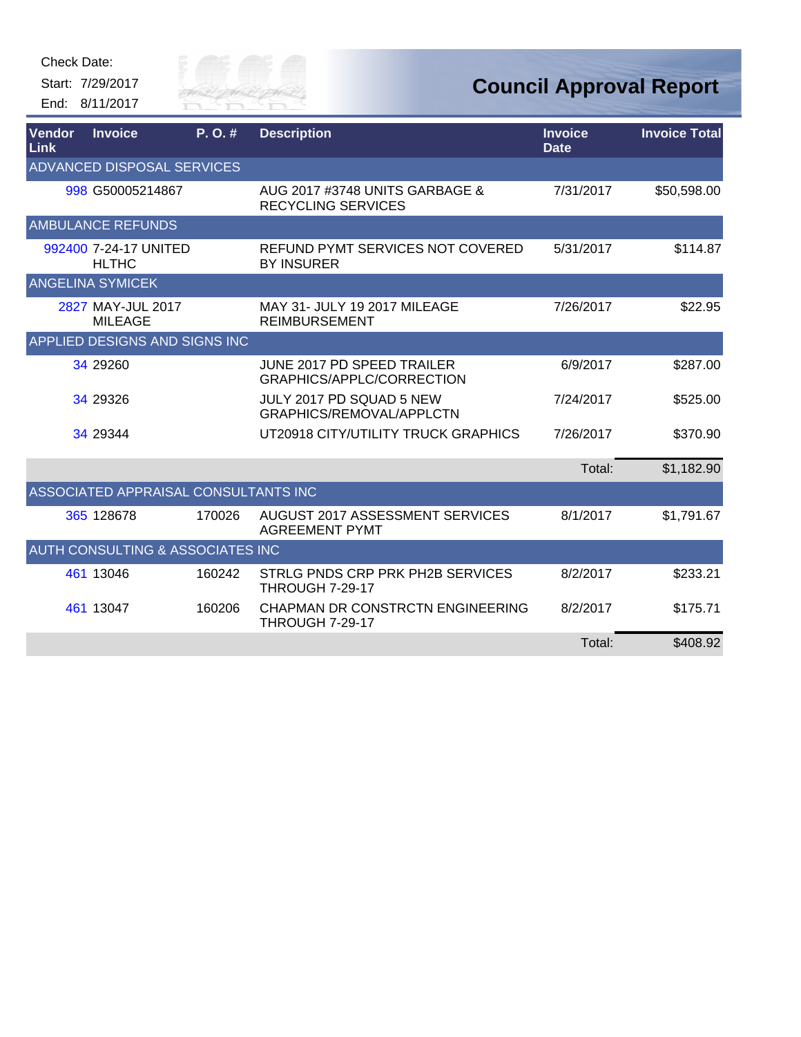Check Date:

Start: 7/29/2017

End: 8/11/2017

# Council Approval Report

| Vendor Link | Invoice | P. O. # | Description | Invoice Date | Invoice Total |
|---|---|---|---|---|---|
| ADVANCED DISPOSAL SERVICES | | | | | |
| 998 | G50005214867 | | AUG 2017 #3748 UNITS GARBAGE & RECYCLING SERVICES | 7/31/2017 | $50,598.00 |
| AMBULANCE REFUNDS | | | | | |
| 992400 | 7-24-17 UNITED HLTHC | | REFUND PYMT SERVICES NOT COVERED BY INSURER | 5/31/2017 | $114.87 |
| ANGELINA SYMICEK | | | | | |
| 2827 | MAY-JUL 2017 MILEAGE | | MAY 31- JULY 19 2017 MILEAGE REIMBURSEMENT | 7/26/2017 | $22.95 |
| APPLIED DESIGNS AND SIGNS INC | | | | | |
| 34 | 29260 | | JUNE 2017 PD SPEED TRAILER GRAPHICS/APPLC/CORRECTION | 6/9/2017 | $287.00 |
| 34 | 29326 | | JULY 2017 PD SQUAD 5 NEW GRAPHICS/REMOVAL/APPLCTN | 7/24/2017 | $525.00 |
| 34 | 29344 | | UT20918 CITY/UTILITY TRUCK GRAPHICS | 7/26/2017 | $370.90 |
| | | | | Total: | $1,182.90 |
| ASSOCIATED APPRAISAL CONSULTANTS INC | | | | | |
| 365 | 128678 | 170026 | AUGUST 2017 ASSESSMENT SERVICES AGREEMENT PYMT | 8/1/2017 | $1,791.67 |
| AUTH CONSULTING & ASSOCIATES INC | | | | | |
| 461 | 13046 | 160242 | STRLG PNDS CRP PRK PH2B SERVICES THROUGH 7-29-17 | 8/2/2017 | $233.21 |
| 461 | 13047 | 160206 | CHAPMAN DR CONSTRCTN ENGINEERING THROUGH 7-29-17 | 8/2/2017 | $175.71 |
| | | | | Total: | $408.92 |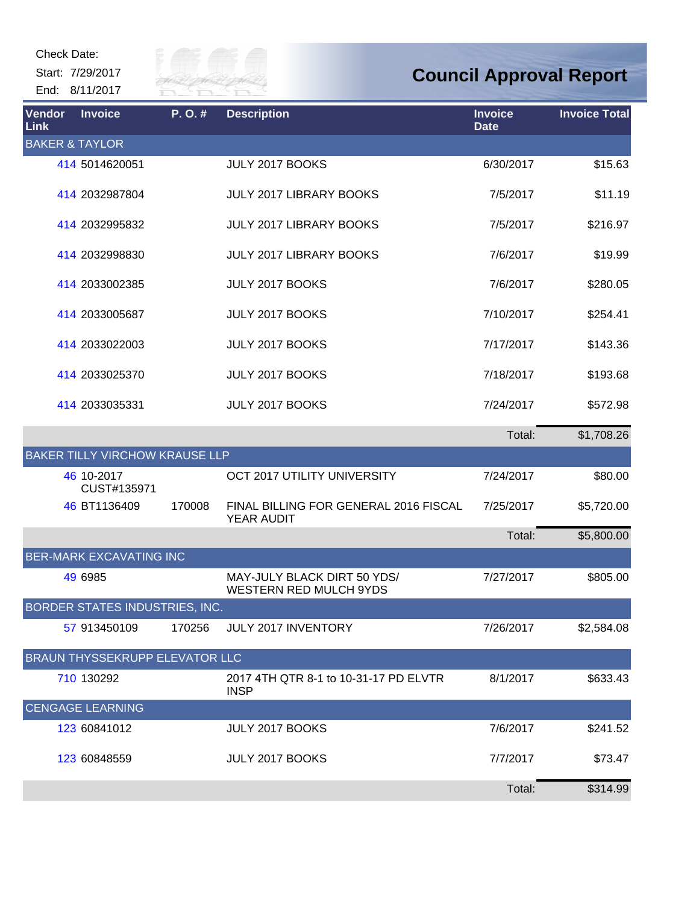Check Date:

Start: 7/29/2017

End: 8/11/2017

# Council Approval Report

| Vendor Link | Invoice | P. O. # | Description | Invoice Date | Invoice Total |
|---|---|---|---|---|---|
| **BAKER & TAYLOR** | | | | | |
| 414 | 5014620051 | | JULY 2017 BOOKS | 6/30/2017 | $15.63 |
| 414 | 2032987804 | | JULY 2017 LIBRARY BOOKS | 7/5/2017 | $11.19 |
| 414 | 2032995832 | | JULY 2017 LIBRARY BOOKS | 7/5/2017 | $216.97 |
| 414 | 2032998830 | | JULY 2017 LIBRARY BOOKS | 7/6/2017 | $19.99 |
| 414 | 2033002385 | | JULY 2017 BOOKS | 7/6/2017 | $280.05 |
| 414 | 2033005687 | | JULY 2017 BOOKS | 7/10/2017 | $254.41 |
| 414 | 2033022003 | | JULY 2017 BOOKS | 7/17/2017 | $143.36 |
| 414 | 2033025370 | | JULY 2017 BOOKS | 7/18/2017 | $193.68 |
| 414 | 2033035331 | | JULY 2017 BOOKS | 7/24/2017 | $572.98 |
| | | | | Total: | $1,708.26 |
| **BAKER TILLY VIRCHOW KRAUSE LLP** | | | | | |
| 46 | 10-2017 CUST#135971 | | OCT 2017 UTILITY UNIVERSITY | 7/24/2017 | $80.00 |
| 46 | BT1136409 | 170008 | FINAL BILLING FOR GENERAL 2016 FISCAL YEAR AUDIT | 7/25/2017 | $5,720.00 |
| | | | | Total: | $5,800.00 |
| **BER-MARK EXCAVATING INC** | | | | | |
| 49 | 6985 | | MAY-JULY BLACK DIRT 50 YDS/ WESTERN RED MULCH 9YDS | 7/27/2017 | $805.00 |
| **BORDER STATES INDUSTRIES, INC.** | | | | | |
| 57 | 913450109 | 170256 | JULY 2017 INVENTORY | 7/26/2017 | $2,584.08 |
| **BRAUN THYSSEKRUPP ELEVATOR LLC** | | | | | |
| 710 | 130292 | | 2017 4TH QTR 8-1 to 10-31-17 PD ELVTR INSP | 8/1/2017 | $633.43 |
| **CENGAGE LEARNING** | | | | | |
| 123 | 60841012 | | JULY 2017 BOOKS | 7/6/2017 | $241.52 |
| 123 | 60848559 | | JULY 2017 BOOKS | 7/7/2017 | $73.47 |
| | | | | Total: | $314.99 |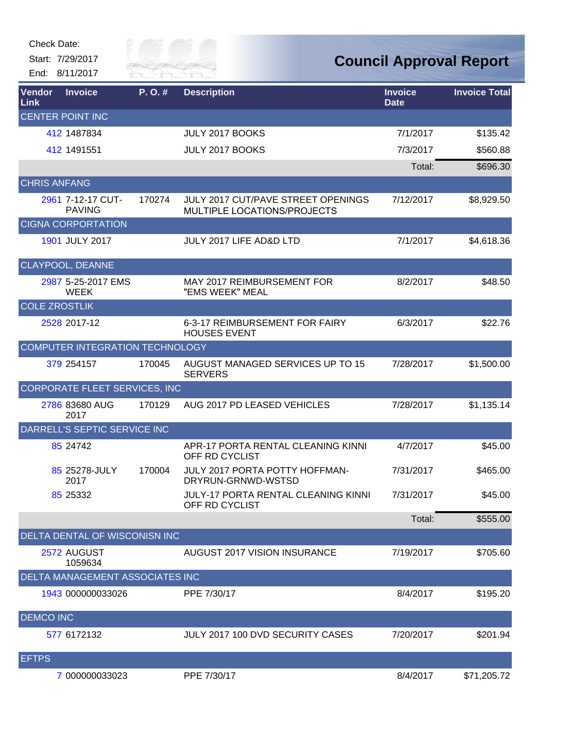Check Date:

Start: 7/29/2017

End: 8/11/2017

# Council Approval Report

| Vendor Link | Invoice | P. O. # | Description | Invoice Date | Invoice Total |
|---|---|---|---|---|---|
| **CENTER POINT INC** | | | | | |
| 412 | 1487834 | | JULY 2017 BOOKS | 7/1/2017 | $135.42 |
| 412 | 1491551 | | JULY 2017 BOOKS | 7/3/2017 | $560.88 |
| | | | | Total: | $696.30 |
| **CHRIS ANFANG** | | | | | |
| 2961 | 7-12-17 CUT-PAVING | 170274 | JULY 2017 CUT/PAVE STREET OPENINGS MULTIPLE LOCATIONS/PROJECTS | 7/12/2017 | $8,929.50 |
| **CIGNA CORPORTATION** | | | | | |
| 1901 | JULY 2017 | | JULY 2017 LIFE AD&D LTD | 7/1/2017 | $4,618.36 |
| **CLAYPOOL, DEANNE** | | | | | |
| 2987 | 5-25-2017 EMS WEEK | | MAY 2017 REIMBURSEMENT FOR "EMS WEEK" MEAL | 8/2/2017 | $48.50 |
| **COLE ZROSTLIK** | | | | | |
| 2528 | 2017-12 | | 6-3-17 REIMBURSEMENT FOR FAIRY HOUSES EVENT | 6/3/2017 | $22.76 |
| **COMPUTER INTEGRATION TECHNOLOGY** | | | | | |
| 379 | 254157 | 170045 | AUGUST MANAGED SERVICES UP TO 15 SERVERS | 7/28/2017 | $1,500.00 |
| **CORPORATE FLEET SERVICES, INC** | | | | | |
| 2786 | 83680 AUG 2017 | 170129 | AUG 2017 PD LEASED VEHICLES | 7/28/2017 | $1,135.14 |
| **DARRELL'S SEPTIC SERVICE INC** | | | | | |
| 85 | 24742 | | APR-17 PORTA RENTAL CLEANING KINNI OFF RD CYCLIST | 4/7/2017 | $45.00 |
| 85 | 25278-JULY 2017 | 170004 | JULY 2017 PORTA POTTY HOFFMAN-DRYRUN-GRNWD-WSTSD | 7/31/2017 | $465.00 |
| 85 | 25332 | | JULY-17 PORTA RENTAL CLEANING KINNI OFF RD CYCLIST | 7/31/2017 | $45.00 |
| | | | | Total: | $555.00 |
| **DELTA DENTAL OF WICONISN INC** | | | | | |
| 2572 | AUGUST 1059634 | | AUGUST 2017 VISION INSURANCE | 7/19/2017 | $705.60 |
| **DELTA MANAGEMENT ASSOCIATES INC** | | | | | |
| 1943 | 000000033026 | | PPE 7/30/17 | 8/4/2017 | $195.20 |
| **DEMCO INC** | | | | | |
| 577 | 6172132 | | JULY 2017 100 DVD SECURITY CASES | 7/20/2017 | $201.94 |
| **EFTPS** | | | | | |
| 7 | 000000033023 | | PPE 7/30/17 | 8/4/2017 | $71,205.72 |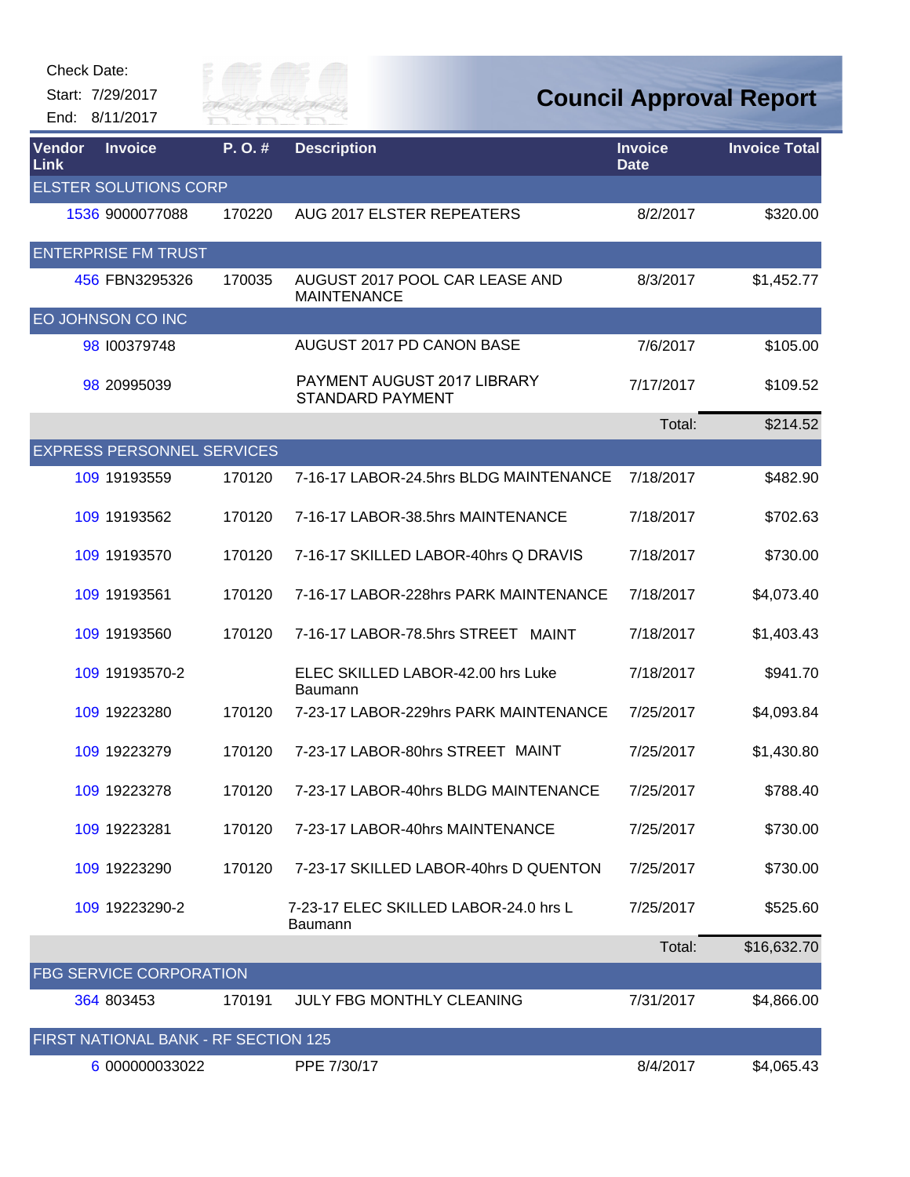Check Date:

Start: 7/29/2017

End: 8/11/2017

# Council Approval Report

| Vendor Link | Invoice | P. O. # | Description | Invoice Date | Invoice Total |
|---|---|---|---|---|---|
| ELSTER SOLUTIONS CORP | | | | | |
| 1536 | 9000077088 | 170220 | AUG 2017 ELSTER REPEATERS | 8/2/2017 | $320.00 |
| ENTERPRISE FM TRUST | | | | | |
| 456 | FBN3295326 | 170035 | AUGUST 2017 POOL CAR LEASE AND MAINTENANCE | 8/3/2017 | $1,452.77 |
| EO JOHNSON CO INC | | | | | |
| 98 | I00379748 | | AUGUST 2017 PD CANON BASE | 7/6/2017 | $105.00 |
| 98 | 20995039 | | PAYMENT AUGUST 2017 LIBRARY STANDARD PAYMENT | 7/17/2017 | $109.52 |
| | | | | Total: | $214.52 |
| EXPRESS PERSONNEL SERVICES | | | | | |
| 109 | 19193559 | 170120 | 7-16-17 LABOR-24.5hrs BLDG MAINTENANCE | 7/18/2017 | $482.90 |
| 109 | 19193562 | 170120 | 7-16-17 LABOR-38.5hrs MAINTENANCE | 7/18/2017 | $702.63 |
| 109 | 19193570 | 170120 | 7-16-17 SKILLED LABOR-40hrs Q DRAVIS | 7/18/2017 | $730.00 |
| 109 | 19193561 | 170120 | 7-16-17 LABOR-228hrs PARK MAINTENANCE | 7/18/2017 | $4,073.40 |
| 109 | 19193560 | 170120 | 7-16-17 LABOR-78.5hrs STREET MAINT | 7/18/2017 | $1,403.43 |
| 109 | 19193570-2 | | ELEC SKILLED LABOR-42.00 hrs Luke Baumann | 7/18/2017 | $941.70 |
| 109 | 19223280 | 170120 | 7-23-17 LABOR-229hrs PARK MAINTENANCE | 7/25/2017 | $4,093.84 |
| 109 | 19223279 | 170120 | 7-23-17 LABOR-80hrs STREET MAINT | 7/25/2017 | $1,430.80 |
| 109 | 19223278 | 170120 | 7-23-17 LABOR-40hrs BLDG MAINTENANCE | 7/25/2017 | $788.40 |
| 109 | 19223281 | 170120 | 7-23-17 LABOR-40hrs MAINTENANCE | 7/25/2017 | $730.00 |
| 109 | 19223290 | 170120 | 7-23-17 SKILLED LABOR-40hrs D QUENTON | 7/25/2017 | $730.00 |
| 109 | 19223290-2 | | 7-23-17 ELEC SKILLED LABOR-24.0 hrs L Baumann | 7/25/2017 | $525.60 |
| | | | | Total: | $16,632.70 |
| FBG SERVICE CORPORATION | | | | | |
| 364 | 803453 | 170191 | JULY FBG MONTHLY CLEANING | 7/31/2017 | $4,866.00 |
| FIRST NATIONAL BANK - RF SECTION 125 | | | | | |
| 6 | 000000033022 | | PPE 7/30/17 | 8/4/2017 | $4,065.43 |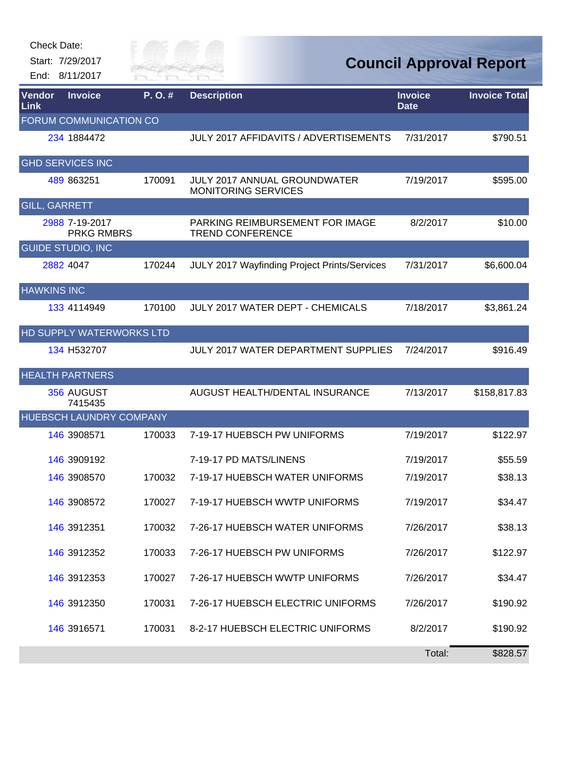Check Date:

Start: 7/29/2017

End: 8/11/2017

# Council Approval Report

| Vendor Link | Invoice | P. O. # | Description | Invoice Date | Invoice Total |
|---|---|---|---|---|---|
| FORUM COMMUNICATION CO | | | | | |
| 234 | 1884472 | | JULY 2017 AFFIDAVITS / ADVERTISEMENTS | 7/31/2017 | $790.51 |
| GHD SERVICES INC | | | | | |
| 489 | 863251 | 170091 | JULY 2017 ANNUAL GROUNDWATER MONITORING SERVICES | 7/19/2017 | $595.00 |
| GILL, GARRETT | | | | | |
| 2988 | 7-19-2017 PRKG RMBRS | | PARKING REIMBURSEMENT FOR IMAGE TREND CONFERENCE | 8/2/2017 | $10.00 |
| GUIDE STUDIO, INC | | | | | |
| 2882 | 4047 | 170244 | JULY 2017 Wayfinding Project Prints/Services | 7/31/2017 | $6,600.04 |
| HAWKINS INC | | | | | |
| 133 | 4114949 | 170100 | JULY 2017 WATER DEPT - CHEMICALS | 7/18/2017 | $3,861.24 |
| HD SUPPLY WATERWORKS LTD | | | | | |
| 134 | H532707 | | JULY 2017 WATER DEPARTMENT SUPPLIES | 7/24/2017 | $916.49 |
| HEALTH PARTNERS | | | | | |
| 356 | AUGUST 7415435 | | AUGUST HEALTH/DENTAL INSURANCE | 7/13/2017 | $158,817.83 |
| HUEBSCH LAUNDRY COMPANY | | | | | |
| 146 | 3908571 | 170033 | 7-19-17 HUEBSCH PW UNIFORMS | 7/19/2017 | $122.97 |
| 146 | 3909192 | | 7-19-17 PD MATS/LINENS | 7/19/2017 | $55.59 |
| 146 | 3908570 | 170032 | 7-19-17 HUEBSCH WATER UNIFORMS | 7/19/2017 | $38.13 |
| 146 | 3908572 | 170027 | 7-19-17 HUEBSCH WWTP UNIFORMS | 7/19/2017 | $34.47 |
| 146 | 3912351 | 170032 | 7-26-17 HUEBSCH WATER UNIFORMS | 7/26/2017 | $38.13 |
| 146 | 3912352 | 170033 | 7-26-17 HUEBSCH PW UNIFORMS | 7/26/2017 | $122.97 |
| 146 | 3912353 | 170027 | 7-26-17 HUEBSCH WWTP UNIFORMS | 7/26/2017 | $34.47 |
| 146 | 3912350 | 170031 | 7-26-17 HUEBSCH ELECTRIC UNIFORMS | 7/26/2017 | $190.92 |
| 146 | 3916571 | 170031 | 8-2-17 HUEBSCH ELECTRIC UNIFORMS | 8/2/2017 | $190.92 |
| | | | | Total: | $828.57 |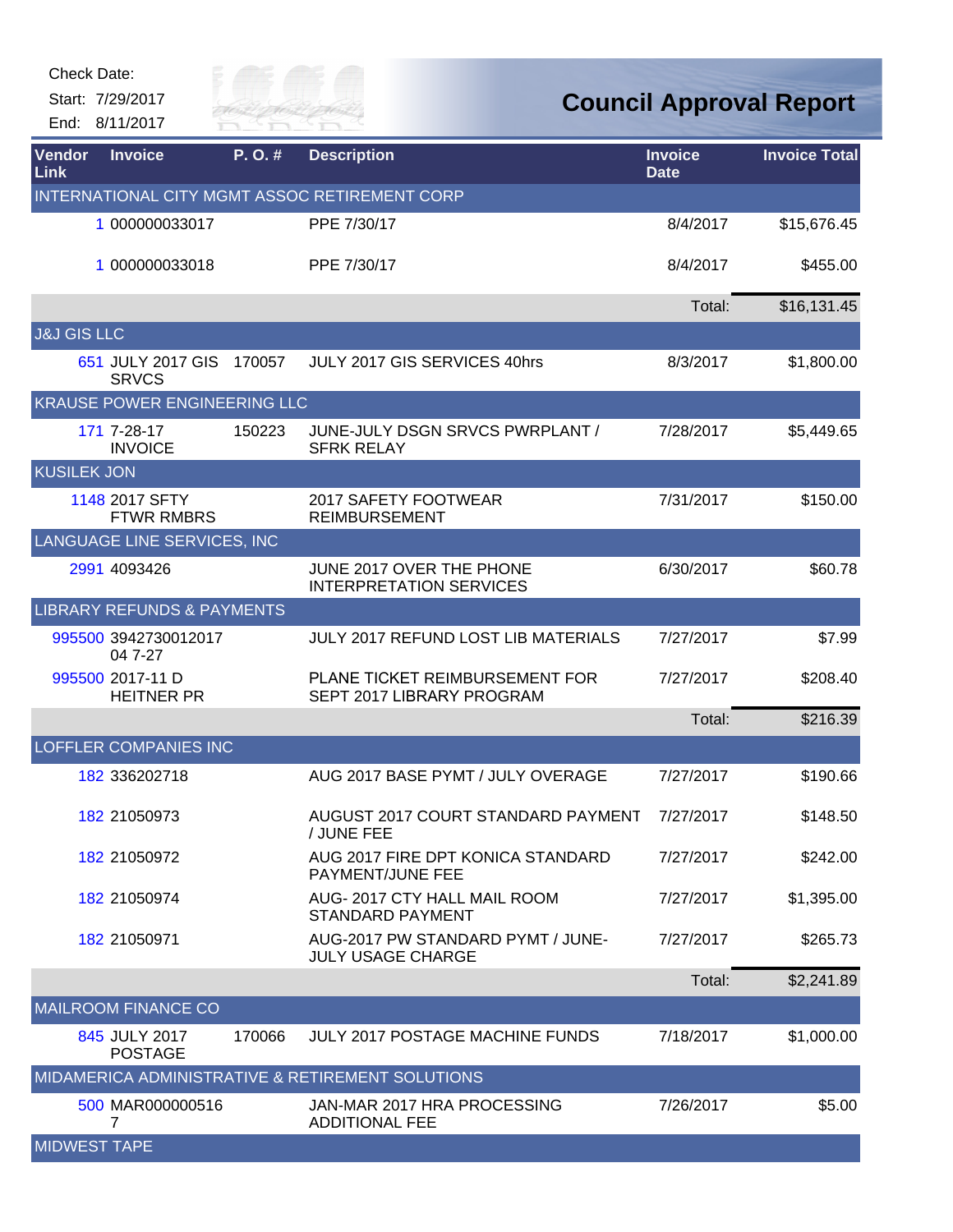Check Date:

Start: 7/29/2017

End: 8/11/2017

# Council Approval Report

| Vendor Link | Invoice | P. O. # | Description | Invoice Date | Invoice Total |
|---|---|---|---|---|---|
| INTERNATIONAL CITY MGMT ASSOC RETIREMENT CORP | | | | | |
| 1 | 000000033017 | | PPE 7/30/17 | 8/4/2017 | $15,676.45 |
| 1 | 000000033018 | | PPE 7/30/17 | 8/4/2017 | $455.00 |
| | | | | Total: | $16,131.45 |
| J&J GIS LLC | | | | | |
| 651 | JULY 2017 GIS SRVCS | 170057 | JULY 2017 GIS SERVICES 40hrs | 8/3/2017 | $1,800.00 |
| KRAUSE POWER ENGINEERING LLC | | | | | |
| 171 | 7-28-17 INVOICE | 150223 | JUNE-JULY DSGN SRVCS PWRPLANT / SFRK RELAY | 7/28/2017 | $5,449.65 |
| KUSILEK JON | | | | | |
| 1148 | 2017 SFTY FTWR RMBRS | | 2017 SAFETY FOOTWEAR REIMBURSEMENT | 7/31/2017 | $150.00 |
| LANGUAGE LINE SERVICES, INC | | | | | |
| 2991 | 4093426 | | JUNE 2017 OVER THE PHONE INTERPRETATION SERVICES | 6/30/2017 | $60.78 |
| LIBRARY REFUNDS & PAYMENTS | | | | | |
| 995500 | 3942730012017 04 7-27 | | JULY 2017 REFUND LOST LIB MATERIALS | 7/27/2017 | $7.99 |
| 995500 | 2017-11 D HEITNER PR | | PLANE TICKET REIMBURSEMENT FOR SEPT 2017 LIBRARY PROGRAM | 7/27/2017 | $208.40 |
| | | | | Total: | $216.39 |
| LOFFLER COMPANIES INC | | | | | |
| 182 | 336202718 | | AUG 2017 BASE PYMT / JULY OVERAGE | 7/27/2017 | $190.66 |
| 182 | 21050973 | | AUGUST 2017 COURT STANDARD PAYMENT / JUNE FEE | 7/27/2017 | $148.50 |
| 182 | 21050972 | | AUG 2017 FIRE DPT KONICA STANDARD PAYMENT/JUNE FEE | 7/27/2017 | $242.00 |
| 182 | 21050974 | | AUG- 2017 CTY HALL MAIL ROOM STANDARD PAYMENT | 7/27/2017 | $1,395.00 |
| 182 | 21050971 | | AUG-2017 PW STANDARD PYMT / JUNE-JULY USAGE CHARGE | 7/27/2017 | $265.73 |
| | | | | Total: | $2,241.89 |
| MAILROOM FINANCE CO | | | | | |
| 845 | JULY 2017 POSTAGE | 170066 | JULY 2017 POSTAGE MACHINE FUNDS | 7/18/2017 | $1,000.00 |
| MIDAMERICA ADMINISTRATIVE & RETIREMENT SOLUTIONS | | | | | |
| 500 | MAR000000516 7 | | JAN-MAR 2017 HRA PROCESSING ADDITIONAL FEE | 7/26/2017 | $5.00 |
| MIDWEST TAPE | | | | | |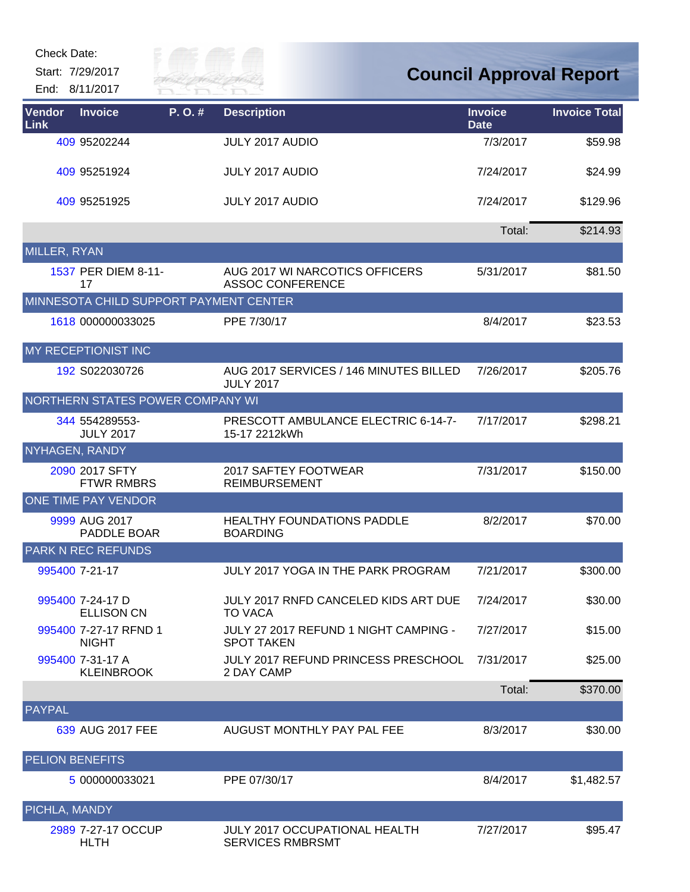Check Date:

Start: 7/29/2017

End: 8/11/2017

# Council Approval Report

| Vendor Link | Invoice | P. O. # | Description | Invoice Date | Invoice Total |
|---|---|---|---|---|---|
| 409 | 95202244 | | JULY 2017 AUDIO | 7/3/2017 | $59.98 |
| 409 | 95251924 | | JULY 2017 AUDIO | 7/24/2017 | $24.99 |
| 409 | 95251925 | | JULY 2017 AUDIO | 7/24/2017 | $129.96 |
| | | | | Total: | $214.93 |
| MILLER, RYAN | | | | | |
| 1537 | PER DIEM 8-11-17 | | AUG 2017 WI NARCOTICS OFFICERS ASSOC CONFERENCE | 5/31/2017 | $81.50 |
| MINNESOTA CHILD SUPPORT PAYMENT CENTER | | | | | |
| 1618 | 000000033025 | | PPE 7/30/17 | 8/4/2017 | $23.53 |
| MY RECEPTIONIST INC | | | | | |
| 192 | S022030726 | | AUG 2017 SERVICES / 146 MINUTES BILLED JULY 2017 | 7/26/2017 | $205.76 |
| NORTHERN STATES POWER COMPANY WI | | | | | |
| 344 | 554289553-JULY 2017 | | PRESCOTT AMBULANCE ELECTRIC 6-14-7-15-17 2212kWh | 7/17/2017 | $298.21 |
| NYHAGEN, RANDY | | | | | |
| 2090 | 2017 SFTY FTWR RMBRS | | 2017 SAFTEY FOOTWEAR REIMBURSEMENT | 7/31/2017 | $150.00 |
| ONE TIME PAY VENDOR | | | | | |
| 9999 | AUG 2017 PADDLE BOAR | | HEALTHY FOUNDATIONS PADDLE BOARDING | 8/2/2017 | $70.00 |
| PARK N REC REFUNDS | | | | | |
| 995400 | 7-21-17 | | JULY 2017 YOGA IN THE PARK PROGRAM | 7/21/2017 | $300.00 |
| 995400 | 7-24-17 D ELLISON CN | | JULY 2017 RNFD CANCELED KIDS ART DUE TO VACA | 7/24/2017 | $30.00 |
| 995400 | 7-27-17 RFND 1 NIGHT | | JULY 27 2017 REFUND 1 NIGHT CAMPING - SPOT TAKEN | 7/27/2017 | $15.00 |
| 995400 | 7-31-17 A KLEINBROOK | | JULY 2017 REFUND PRINCESS PRESCHOOL 2 DAY CAMP | 7/31/2017 | $25.00 |
| | | | | Total: | $370.00 |
| PAYPAL | | | | | |
| 639 | AUG 2017 FEE | | AUGUST MONTHLY PAY PAL FEE | 8/3/2017 | $30.00 |
| PELION BENEFITS | | | | | |
| 5 | 000000033021 | | PPE 07/30/17 | 8/4/2017 | $1,482.57 |
| PICHLA, MANDY | | | | | |
| 2989 | 7-27-17 OCCUP HLTH | | JULY 2017 OCCUPATIONAL HEALTH SERVICES RMBRSMT | 7/27/2017 | $95.47 |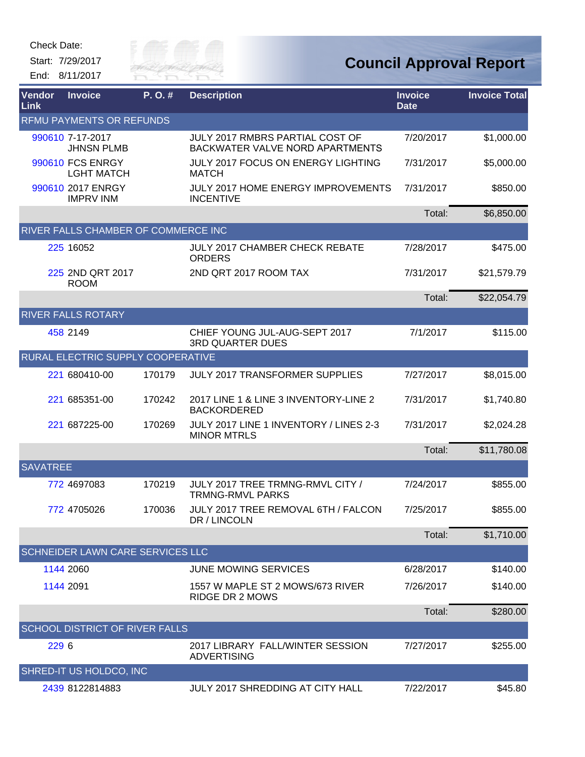Check Date:

Start: 7/29/2017

End: 8/11/2017

# Council Approval Report

| Vendor Link | Invoice | P. O. # | Description | Invoice Date | Invoice Total |
|---|---|---|---|---|---|
| RFMU PAYMENTS OR REFUNDS | | | | | |
| 990610 | 7-17-2017 JHNSN PLMB | | JULY 2017 RMBRS PARTIAL COST OF BACKWATER VALVE NORD APARTMENTS | 7/20/2017 | $1,000.00 |
| 990610 | FCS ENRGY LGHT MATCH | | JULY 2017 FOCUS ON ENERGY LIGHTING MATCH | 7/31/2017 | $5,000.00 |
| 990610 | 2017 ENRGY IMPRV INM | | JULY 2017 HOME ENERGY IMPROVEMENTS INCENTIVE | 7/31/2017 | $850.00 |
| | | | | Total: | $6,850.00 |
| RIVER FALLS CHAMBER OF COMMERCE INC | | | | | |
| 225 | 16052 | | JULY 2017 CHAMBER CHECK REBATE ORDERS | 7/28/2017 | $475.00 |
| 225 | 2ND QRT 2017 ROOM | | 2ND QRT 2017 ROOM TAX | 7/31/2017 | $21,579.79 |
| | | | | Total: | $22,054.79 |
| RIVER FALLS ROTARY | | | | | |
| 458 | 2149 | | CHIEF YOUNG JUL-AUG-SEPT 2017 3RD QUARTER DUES | 7/1/2017 | $115.00 |
| RURAL ELECTRIC SUPPLY COOPERATIVE | | | | | |
| 221 | 680410-00 | 170179 | JULY 2017 TRANSFORMER SUPPLIES | 7/27/2017 | $8,015.00 |
| 221 | 685351-00 | 170242 | 2017 LINE 1 & LINE 3 INVENTORY-LINE 2 BACKORDERED | 7/31/2017 | $1,740.80 |
| 221 | 687225-00 | 170269 | JULY 2017 LINE 1 INVENTORY / LINES 2-3 MINOR MTRLS | 7/31/2017 | $2,024.28 |
| | | | | Total: | $11,780.08 |
| SAVATREE | | | | | |
| 772 | 4697083 | 170219 | JULY 2017 TREE TRMNG-RMVL CITY / TRMNG-RMVL PARKS | 7/24/2017 | $855.00 |
| 772 | 4705026 | 170036 | JULY 2017 TREE REMOVAL 6TH / FALCON DR / LINCOLN | 7/25/2017 | $855.00 |
| | | | | Total: | $1,710.00 |
| SCHNEIDER LAWN CARE SERVICES LLC | | | | | |
| 1144 | 2060 | | JUNE MOWING SERVICES | 6/28/2017 | $140.00 |
| 1144 | 2091 | | 1557 W MAPLE ST 2 MOWS/673 RIVER RIDGE DR 2 MOWS | 7/26/2017 | $140.00 |
| | | | | Total: | $280.00 |
| SCHOOL DISTRICT OF RIVER FALLS | | | | | |
| 229 | 6 | | 2017 LIBRARY FALL/WINTER SESSION ADVERTISING | 7/27/2017 | $255.00 |
| SHRED-IT US HOLDCO, INC | | | | | |
| 2439 | 8122814883 | | JULY 2017 SHREDDING AT CITY HALL | 7/22/2017 | $45.80 |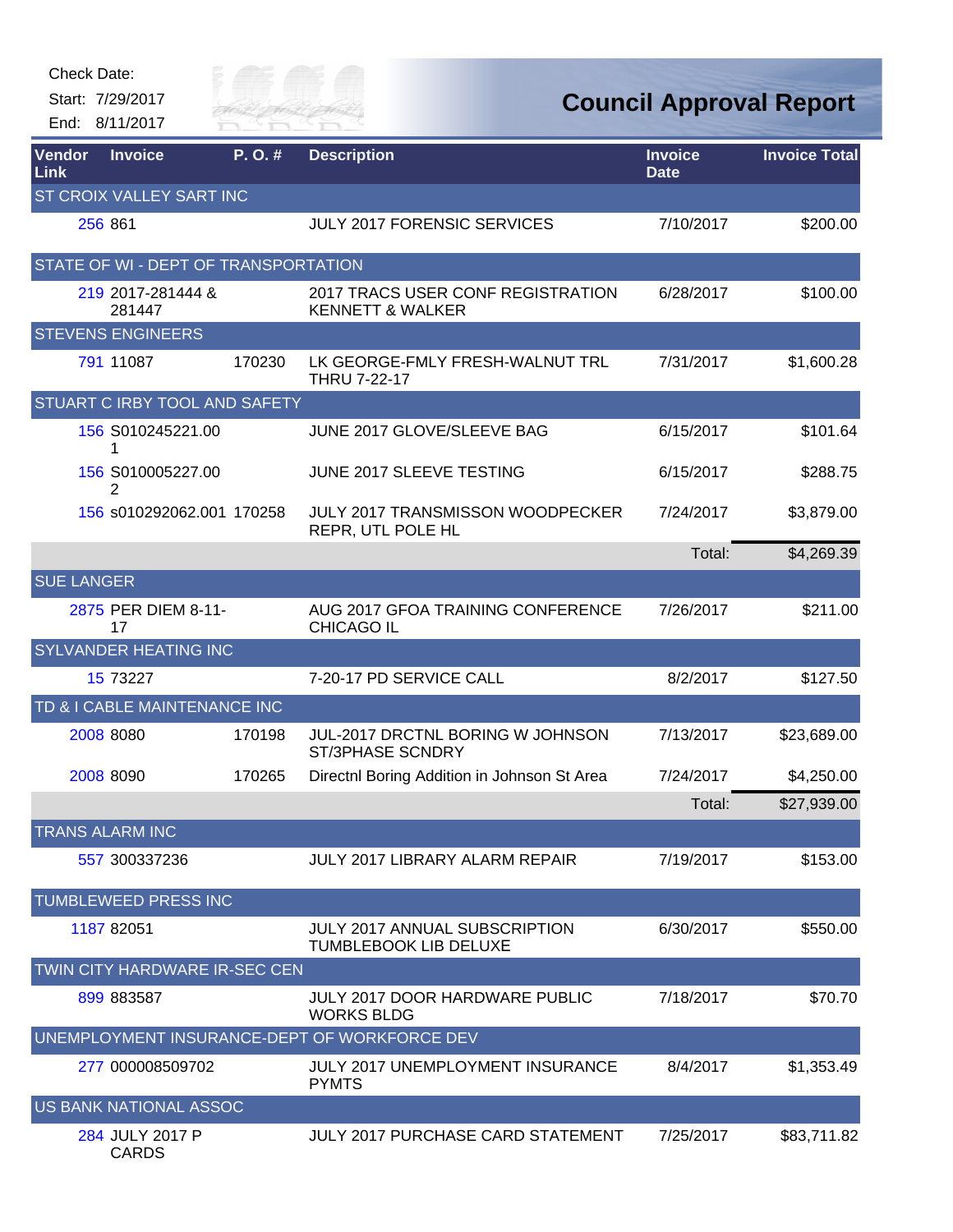Check Date:

Start: 7/29/2017

End: 8/11/2017

# Council Approval Report

| Vendor Link | Invoice | P. O. # | Description | Invoice Date | Invoice Total |
|---|---|---|---|---|---|
| ST CROIX VALLEY SART INC | | | | | |
| 256 | 861 | | JULY 2017 FORENSIC SERVICES | 7/10/2017 | $200.00 |
| STATE OF WI - DEPT OF TRANSPORTATION | | | | | |
| 219 | 2017-281444 & 281447 | | 2017 TRACS USER CONF REGISTRATION KENNETT & WALKER | 6/28/2017 | $100.00 |
| STEVENS ENGINEERS | | | | | |
| 791 | 11087 | 170230 | LK GEORGE-FMLY FRESH-WALNUT TRL THRU 7-22-17 | 7/31/2017 | $1,600.28 |
| STUART C IRBY TOOL AND SAFETY | | | | | |
| 156 | S010245221.001 | | JUNE 2017 GLOVE/SLEEVE BAG | 6/15/2017 | $101.64 |
| 156 | S010005227.002 | | JUNE 2017 SLEEVE TESTING | 6/15/2017 | $288.75 |
| 156 | s010292062.001 | 170258 | JULY 2017 TRANSMISSON WOODPECKER REPR, UTL POLE HL | 7/24/2017 | $3,879.00 |
| | | | | Total: | $4,269.39 |
| SUE LANGER | | | | | |
| 2875 | PER DIEM 8-11-17 | | AUG 2017 GFOA TRAINING CONFERENCE CHICAGO IL | 7/26/2017 | $211.00 |
| SYLVANDER HEATING INC | | | | | |
| 15 | 73227 | | 7-20-17 PD SERVICE CALL | 8/2/2017 | $127.50 |
| TD & I CABLE MAINTENANCE INC | | | | | |
| 2008 | 8080 | 170198 | JUL-2017 DRCTNL BORING W JOHNSON ST/3PHASE SCNDRY | 7/13/2017 | $23,689.00 |
| 2008 | 8090 | 170265 | Directnl Boring Addition in Johnson St Area | 7/24/2017 | $4,250.00 |
| | | | | Total: | $27,939.00 |
| TRANS ALARM INC | | | | | |
| 557 | 300337236 | | JULY 2017 LIBRARY ALARM REPAIR | 7/19/2017 | $153.00 |
| TUMBLEWEED PRESS INC | | | | | |
| 1187 | 82051 | | JULY 2017 ANNUAL SUBSCRIPTION TUMBLEBOOK LIB DELUXE | 6/30/2017 | $550.00 |
| TWIN CITY HARDWARE IR-SEC CEN | | | | | |
| 899 | 883587 | | JULY 2017 DOOR HARDWARE PUBLIC WORKS BLDG | 7/18/2017 | $70.70 |
| UNEMPLOYMENT INSURANCE-DEPT OF WORKFORCE DEV | | | | | |
| 277 | 000008509702 | | JULY 2017 UNEMPLOYMENT INSURANCE PYMTS | 8/4/2017 | $1,353.49 |
| US BANK NATIONAL ASSOC | | | | | |
| 284 | JULY 2017 P CARDS | | JULY 2017 PURCHASE CARD STATEMENT | 7/25/2017 | $83,711.82 |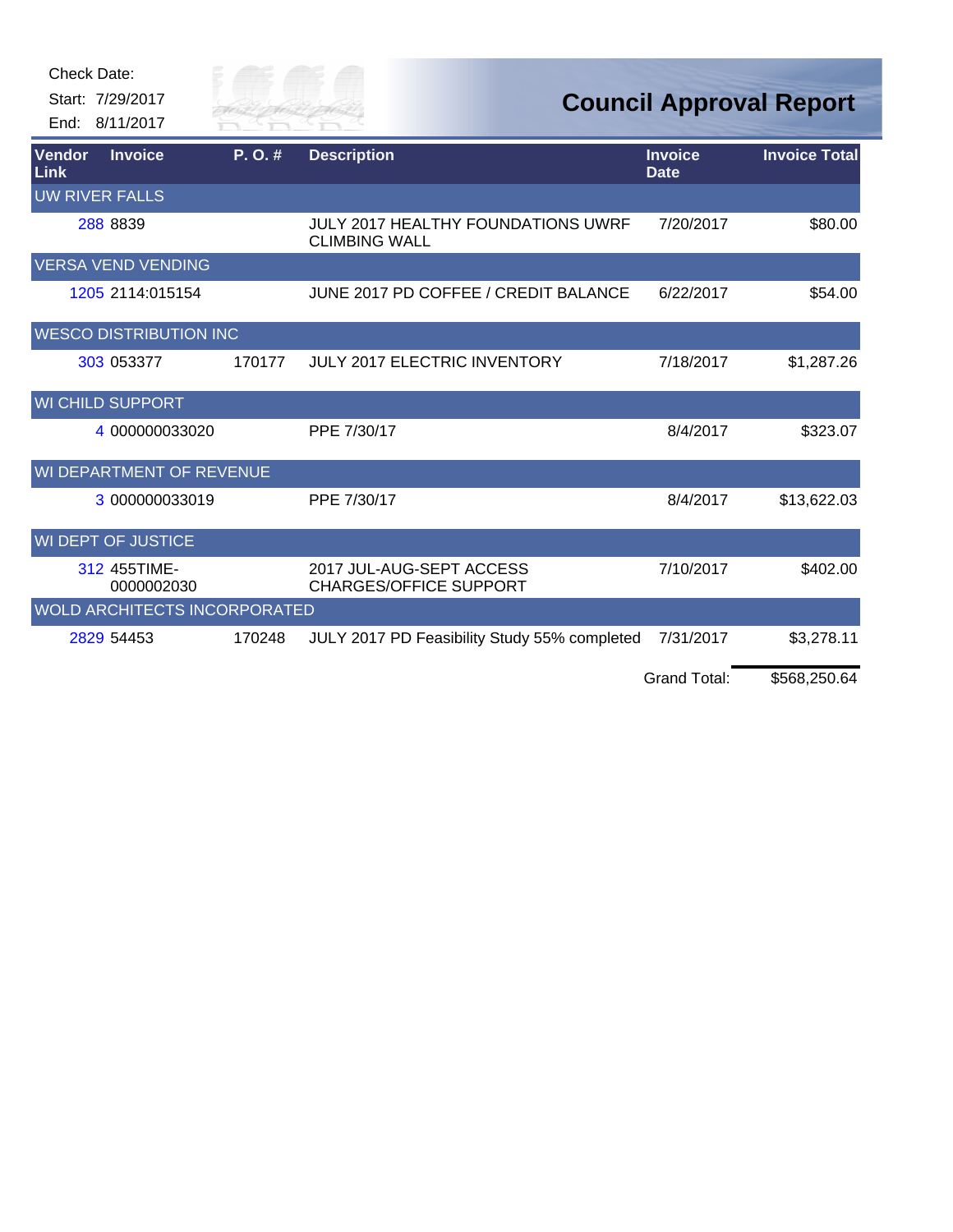Check Date:

Start: 7/29/2017

End: 8/11/2017

# Council Approval Report

| Vendor Link | Invoice | P. O. # | Description | Invoice Date | Invoice Total |
|---|---|---|---|---|---|
| UW RIVER FALLS | | | | | |
| 288 | 8839 | | JULY 2017 HEALTHY FOUNDATIONS UWRF CLIMBING WALL | 7/20/2017 | $80.00 |
| VERSA VEND VENDING | | | | | |
| 1205 | 2114:015154 | | JUNE 2017 PD COFFEE / CREDIT BALANCE | 6/22/2017 | $54.00 |
| WESCO DISTRIBUTION INC | | | | | |
| 303 | 053377 | 170177 | JULY 2017 ELECTRIC INVENTORY | 7/18/2017 | $1,287.26 |
| WI CHILD SUPPORT | | | | | |
| 4 | 000000033020 | | PPE 7/30/17 | 8/4/2017 | $323.07 |
| WI DEPARTMENT OF REVENUE | | | | | |
| 3 | 000000033019 | | PPE 7/30/17 | 8/4/2017 | $13,622.03 |
| WI DEPT OF JUSTICE | | | | | |
| 312 | 455TIME-0000002030 | | 2017 JUL-AUG-SEPT ACCESS CHARGES/OFFICE SUPPORT | 7/10/2017 | $402.00 |
| WOLD ARCHITECTS INCORPORATED | | | | | |
| 2829 | 54453 | 170248 | JULY 2017 PD Feasibility Study 55% completed | 7/31/2017 | $3,278.11 |
| | | | | Grand Total: | $568,250.64 |